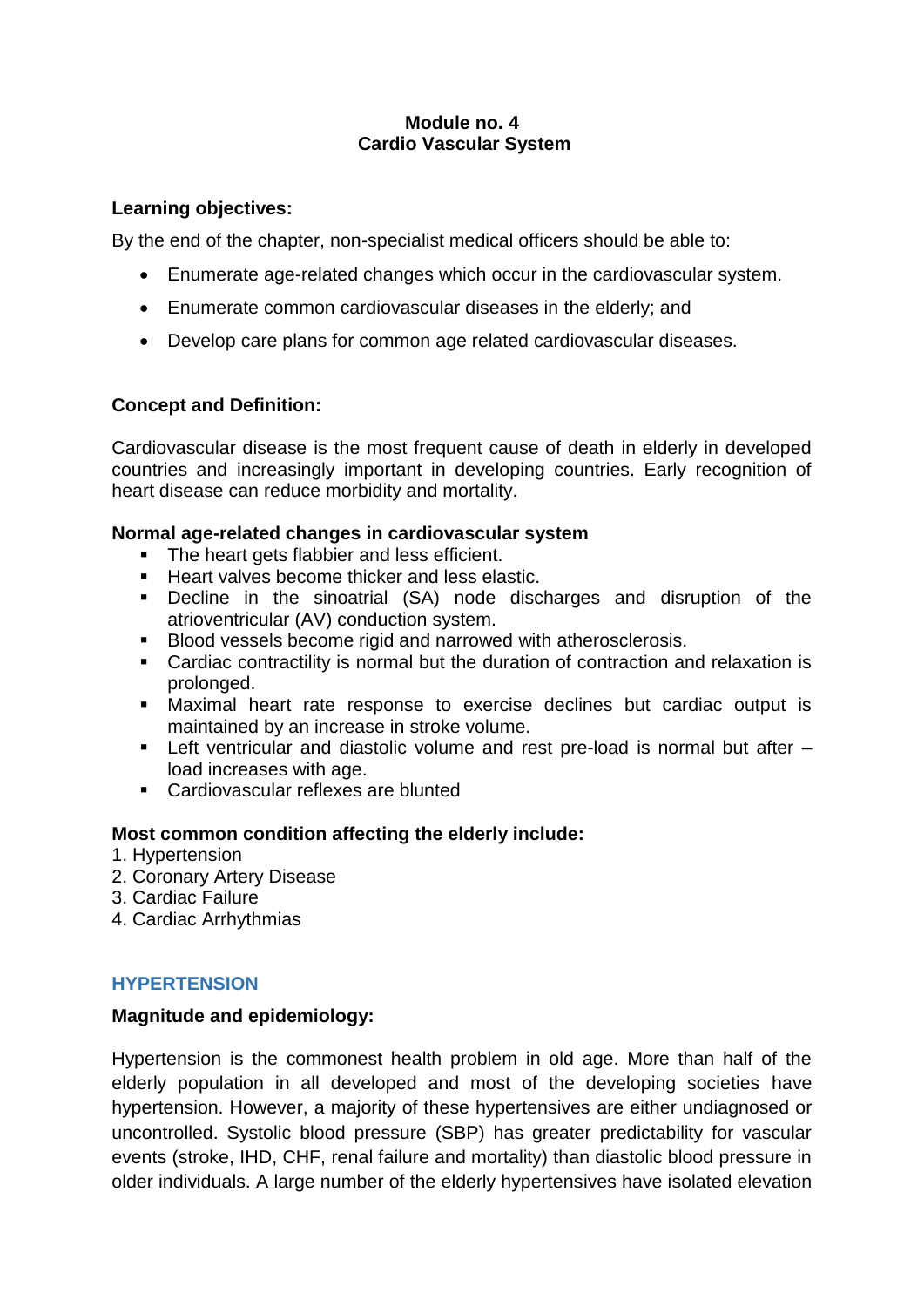# Module no. 4
# Cardio Vascular System

**Learning objectives:**

By the end of the chapter, non-specialist medical officers should be able to:

- Enumerate age-related changes which occur in the cardiovascular system.
- Enumerate common cardiovascular diseases in the elderly; and
- Develop care plans for common age related cardiovascular diseases.

**Concept and Definition:**

Cardiovascular disease is the most frequent cause of death in elderly in developed countries and increasingly important in developing countries. Early recognition of heart disease can reduce morbidity and mortality.

**Normal age-related changes in cardiovascular system**

- The heart gets flabbier and less efficient.
- Heart valves become thicker and less elastic.
- Decline in the sinoatrial (SA) node discharges and disruption of the atrioventricular (AV) conduction system.
- Blood vessels become rigid and narrowed with atherosclerosis.
- Cardiac contractility is normal but the duration of contraction and relaxation is prolonged.
- Maximal heart rate response to exercise declines but cardiac output is maintained by an increase in stroke volume.
- Left ventricular and diastolic volume and rest pre-load is normal but after – load increases with age.
- Cardiovascular reflexes are blunted

**Most common condition affecting the elderly include:**

1. Hypertension
2. Coronary Artery Disease
3. Cardiac Failure
4. Cardiac Arrhythmias

## HYPERTENSION

**Magnitude and epidemiology:**

Hypertension is the commonest health problem in old age. More than half of the elderly population in all developed and most of the developing societies have hypertension. However, a majority of these hypertensives are either undiagnosed or uncontrolled. Systolic blood pressure (SBP) has greater predictability for vascular events (stroke, IHD, CHF, renal failure and mortality) than diastolic blood pressure in older individuals. A large number of the elderly hypertensives have isolated elevation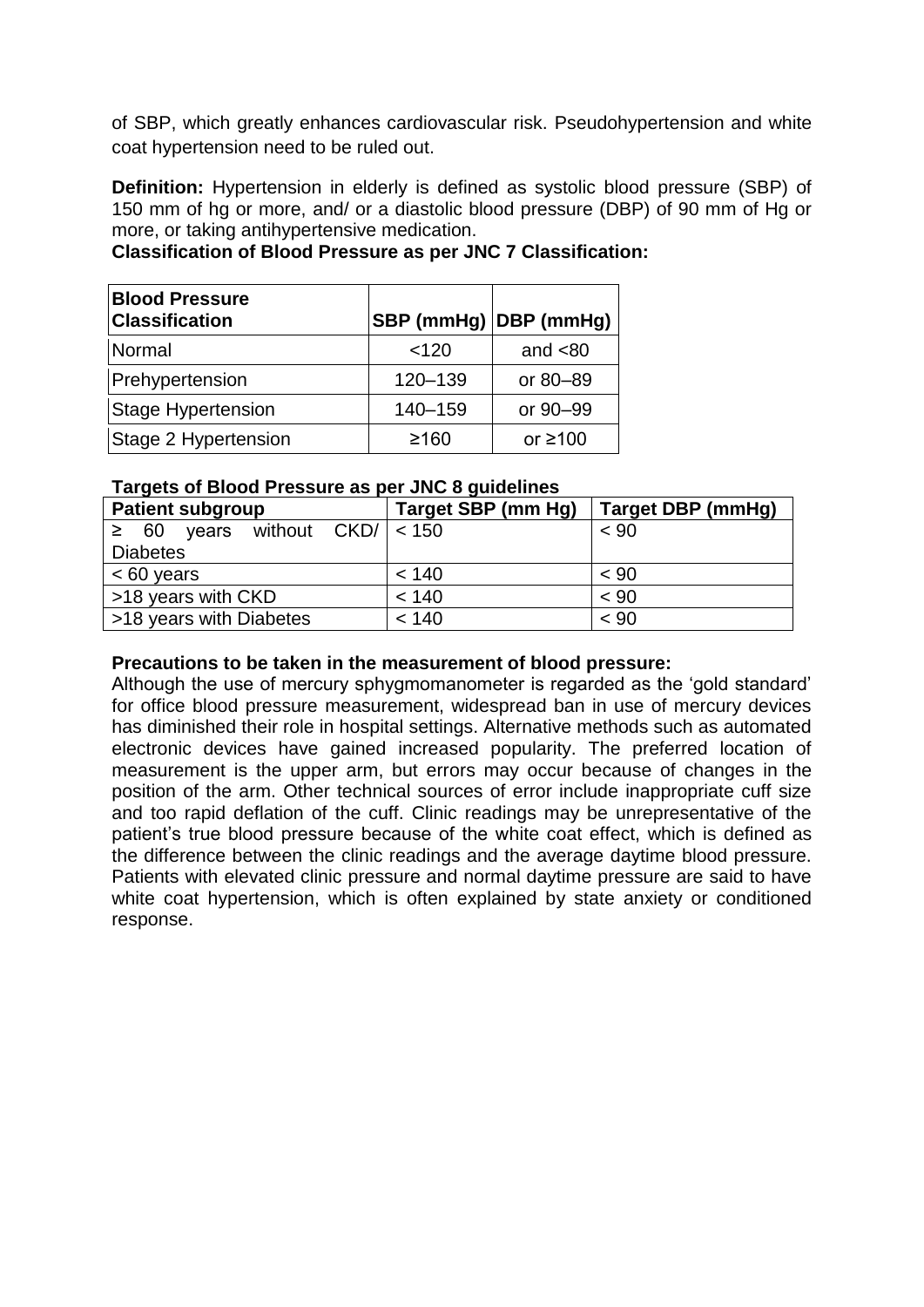of SBP, which greatly enhances cardiovascular risk. Pseudohypertension and white coat hypertension need to be ruled out.

**Definition:** Hypertension in elderly is defined as systolic blood pressure (SBP) of 150 mm of hg or more, and/ or a diastolic blood pressure (DBP) of 90 mm of Hg or more, or taking antihypertensive medication.

**Classification of Blood Pressure as per JNC 7 Classification:**

| Blood Pressure Classification | SBP (mmHg) | DBP (mmHg) |
|---|---|---|
| Normal | <120 | and <80 |
| Prehypertension | 120–139 | or 80–89 |
| Stage Hypertension | 140–159 | or 90–99 |
| Stage 2 Hypertension | ≥160 | or ≥100 |

**Targets of Blood Pressure as per JNC 8 guidelines**

| Patient subgroup | Target SBP (mm Hg) | Target DBP (mmHg) |
|---|---|---|
| ≥ 60 years without CKD/ Diabetes | < 150 | < 90 |
| < 60 years | < 140 | < 90 |
| >18 years with CKD | < 140 | < 90 |
| >18 years with Diabetes | < 140 | < 90 |

**Precautions to be taken in the measurement of blood pressure:**

Although the use of mercury sphygmomanometer is regarded as the 'gold standard' for office blood pressure measurement, widespread ban in use of mercury devices has diminished their role in hospital settings. Alternative methods such as automated electronic devices have gained increased popularity. The preferred location of measurement is the upper arm, but errors may occur because of changes in the position of the arm. Other technical sources of error include inappropriate cuff size and too rapid deflation of the cuff. Clinic readings may be unrepresentative of the patient's true blood pressure because of the white coat effect, which is defined as the difference between the clinic readings and the average daytime blood pressure. Patients with elevated clinic pressure and normal daytime pressure are said to have white coat hypertension, which is often explained by state anxiety or conditioned response.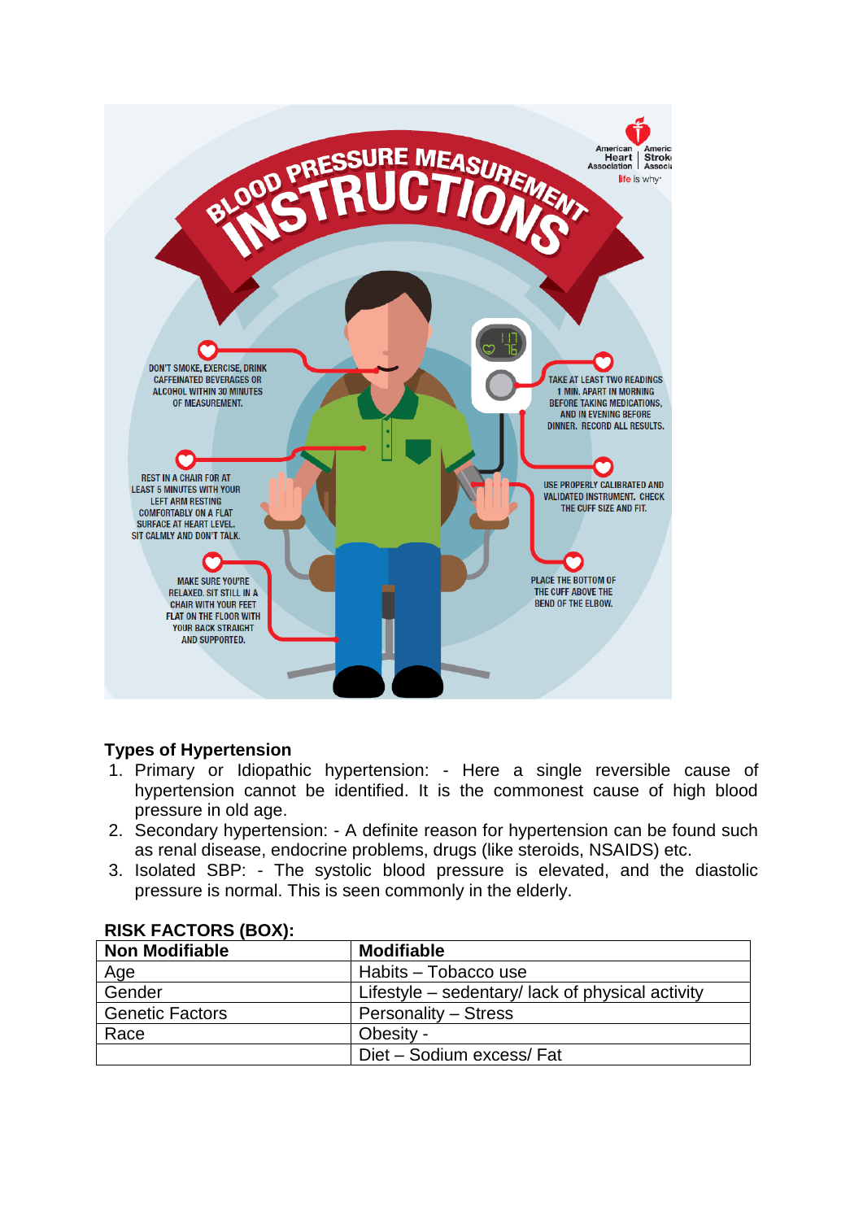## Types of Hypertension

1. Primary or Idiopathic hypertension: - Here a single reversible cause of hypertension cannot be identified. It is the commonest cause of high blood pressure in old age.
2. Secondary hypertension: - A definite reason for hypertension can be found such as renal disease, endocrine problems, drugs (like steroids, NSAIDS) etc.
3. Isolated SBP: - The systolic blood pressure is elevated, and the diastolic pressure is normal. This is seen commonly in the elderly.

**RISK FACTORS (BOX):**

| Non Modifiable | Modifiable |
|---|---|
| Age | Habits – Tobacco use |
| Gender | Lifestyle – sedentary/ lack of physical activity |
| Genetic Factors | Personality – Stress |
| Race | Obesity - |
| | Diet – Sodium excess/ Fat |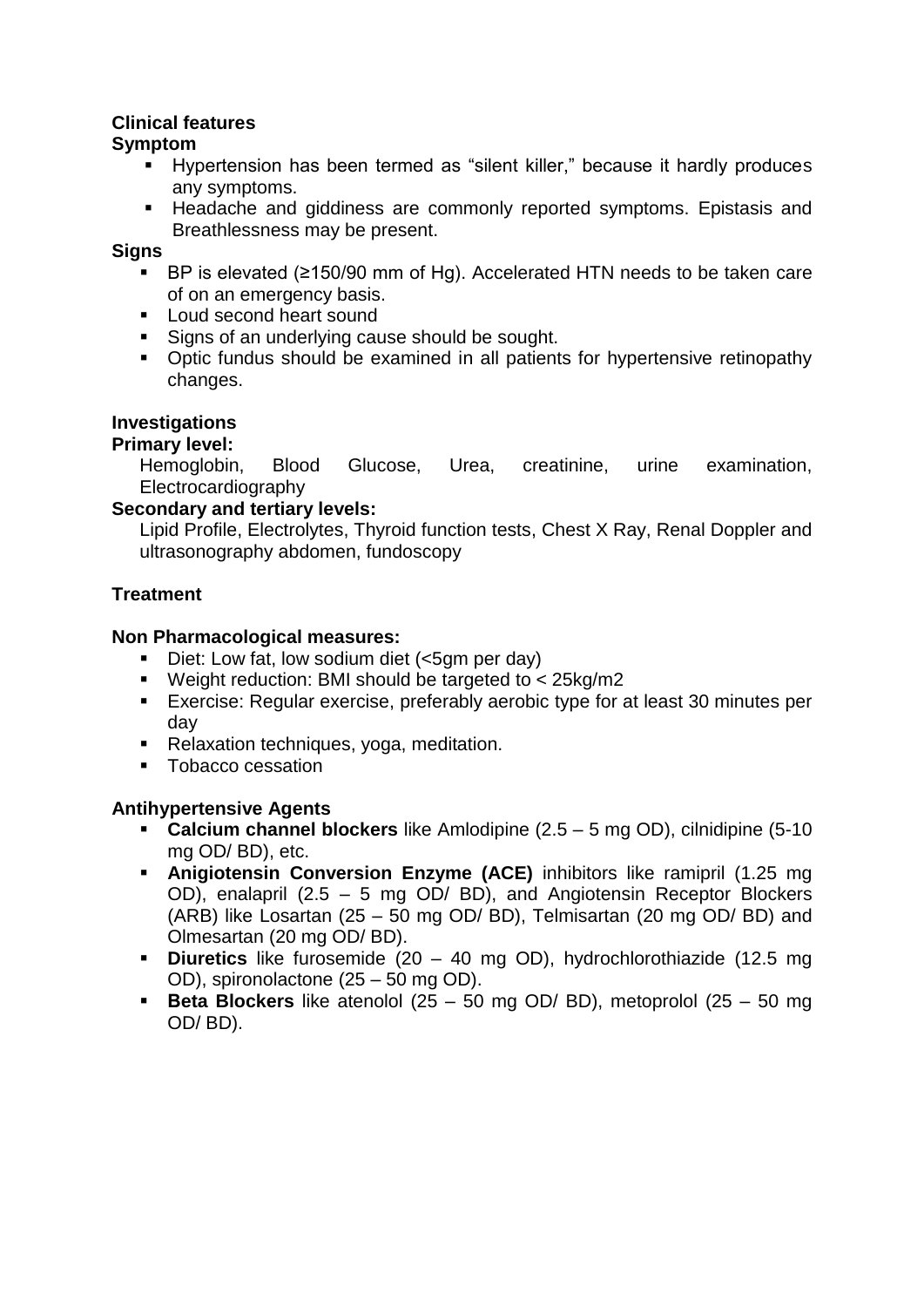**Clinical features**

**Symptom**

- Hypertension has been termed as "silent killer," because it hardly produces any symptoms.
- Headache and giddiness are commonly reported symptoms. Epistasis and Breathlessness may be present.

**Signs**

- BP is elevated (≥150/90 mm of Hg). Accelerated HTN needs to be taken care of on an emergency basis.
- Loud second heart sound
- Signs of an underlying cause should be sought.
- Optic fundus should be examined in all patients for hypertensive retinopathy changes.

**Investigations**

**Primary level:**

Hemoglobin, Blood Glucose, Urea, creatinine, urine examination, Electrocardiography

**Secondary and tertiary levels:**

Lipid Profile, Electrolytes, Thyroid function tests, Chest X Ray, Renal Doppler and ultrasonography abdomen, fundoscopy

**Treatment**

**Non Pharmacological measures:**

- Diet: Low fat, low sodium diet (<5gm per day)
- Weight reduction: BMI should be targeted to < 25kg/m2
- Exercise: Regular exercise, preferably aerobic type for at least 30 minutes per day
- Relaxation techniques, yoga, meditation.
- Tobacco cessation

**Antihypertensive Agents**

- **Calcium channel blockers** like Amlodipine (2.5 – 5 mg OD), cilnidipine (5-10 mg OD/ BD), etc.
- **Anigiotensin Conversion Enzyme (ACE)** inhibitors like ramipril (1.25 mg OD), enalapril (2.5 – 5 mg OD/ BD), and Angiotensin Receptor Blockers (ARB) like Losartan (25 – 50 mg OD/ BD), Telmisartan (20 mg OD/ BD) and Olmesartan (20 mg OD/ BD).
- **Diuretics** like furosemide (20 – 40 mg OD), hydrochlorothiazide (12.5 mg OD), spironolactone (25 – 50 mg OD).
- **Beta Blockers** like atenolol (25 – 50 mg OD/ BD), metoprolol (25 – 50 mg OD/ BD).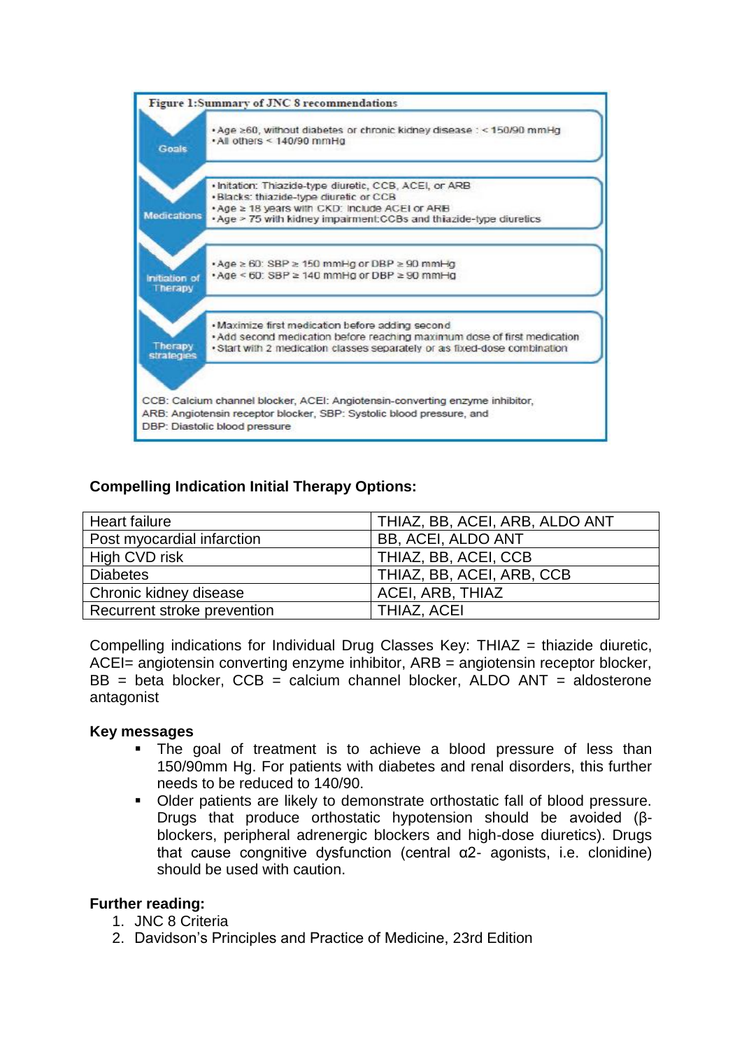**Figure 1:Summary of JNC 8 recommendations**

| | |
|---|---|
| Goals | • Age ≥60, without diabetes or chronic kidney disease : < 150/90 mmHg<br>• All others < 140/90 mmHg |
| Medications | • Initation: Thiazide-type diuretic, CCB, ACEI, or ARB<br>• Blacks: thiazide-type diuretic or CCB<br>• Age ≥ 18 years with CKD: include ACEI or ARB<br>• Age > 75 with kidney impairment:CCBs and thiazide-type diuretics |
| Initiation of Therapy | • Age ≥ 60: SBP ≥ 150 mmHg or DBP ≥ 90 mmHg<br>• Age < 60: SBP ≥ 140 mmHg or DBP ≥ 90 mmHg |
| Therapy strategies | • Maximize first medication before adding second<br>• Add second medication before reaching maximum dose of first medication<br>• Start with 2 medication classes separately or as fixed-dose combination |

CCB: Calcium channel blocker, ACEI: Angiotensin-converting enzyme inhibitor, ARB: Angiotensin receptor blocker, SBP: Systolic blood pressure, and DBP: Diastolic blood pressure

**Compelling Indication Initial Therapy Options:**

| | |
|---|---|
| Heart failure | THIAZ, BB, ACEI, ARB, ALDO ANT |
| Post myocardial infarction | BB, ACEI, ALDO ANT |
| High CVD risk | THIAZ, BB, ACEI, CCB |
| Diabetes | THIAZ, BB, ACEI, ARB, CCB |
| Chronic kidney disease | ACEI, ARB, THIAZ |
| Recurrent stroke prevention | THIAZ, ACEI |

Compelling indications for Individual Drug Classes Key: THIAZ = thiazide diuretic, ACEI= angiotensin converting enzyme inhibitor, ARB = angiotensin receptor blocker, BB = beta blocker, CCB = calcium channel blocker, ALDO ANT = aldosterone antagonist

**Key messages**

- The goal of treatment is to achieve a blood pressure of less than 150/90mm Hg. For patients with diabetes and renal disorders, this further needs to be reduced to 140/90.
- Older patients are likely to demonstrate orthostatic fall of blood pressure. Drugs that produce orthostatic hypotension should be avoided (β-blockers, peripheral adrenergic blockers and high-dose diuretics). Drugs that cause congnitive dysfunction (central α2- agonists, i.e. clonidine) should be used with caution.

**Further reading:**

1. JNC 8 Criteria
2. Davidson's Principles and Practice of Medicine, 23rd Edition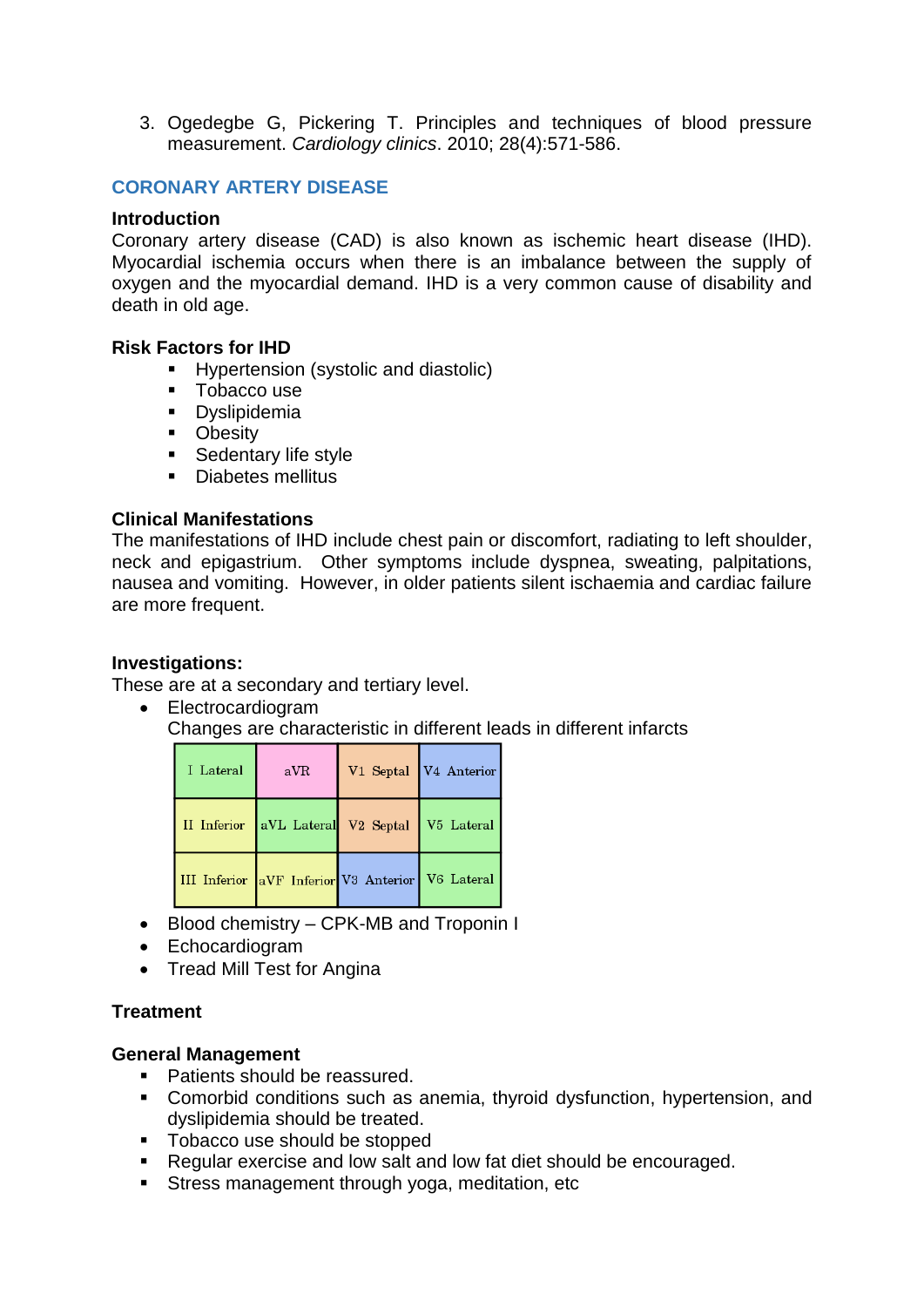3. Ogedegbe G, Pickering T. Principles and techniques of blood pressure measurement. *Cardiology clinics*. 2010; 28(4):571-586.

## CORONARY ARTERY DISEASE

### Introduction

Coronary artery disease (CAD) is also known as ischemic heart disease (IHD). Myocardial ischemia occurs when there is an imbalance between the supply of oxygen and the myocardial demand. IHD is a very common cause of disability and death in old age.

### Risk Factors for IHD

- Hypertension (systolic and diastolic)
- Tobacco use
- Dyslipidemia
- Obesity
- Sedentary life style
- Diabetes mellitus

### Clinical Manifestations

The manifestations of IHD include chest pain or discomfort, radiating to left shoulder, neck and epigastrium. Other symptoms include dyspnea, sweating, palpitations, nausea and vomiting. However, in older patients silent ischaemia and cardiac failure are more frequent.

### Investigations:

These are at a secondary and tertiary level.

- Electrocardiogram
  Changes are characteristic in different leads in different infarcts

| I Lateral | aVR | V1 Septal | V4 Anterior |
|---|---|---|---|
| II Inferior | aVL Lateral | V2 Septal | V5 Lateral |
| III Inferior | aVF Inferior | V3 Anterior | V6 Lateral |

- Blood chemistry – CPK-MB and Troponin I
- Echocardiogram
- Tread Mill Test for Angina

### Treatment

### General Management

- Patients should be reassured.
- Comorbid conditions such as anemia, thyroid dysfunction, hypertension, and dyslipidemia should be treated.
- Tobacco use should be stopped
- Regular exercise and low salt and low fat diet should be encouraged.
- Stress management through yoga, meditation, etc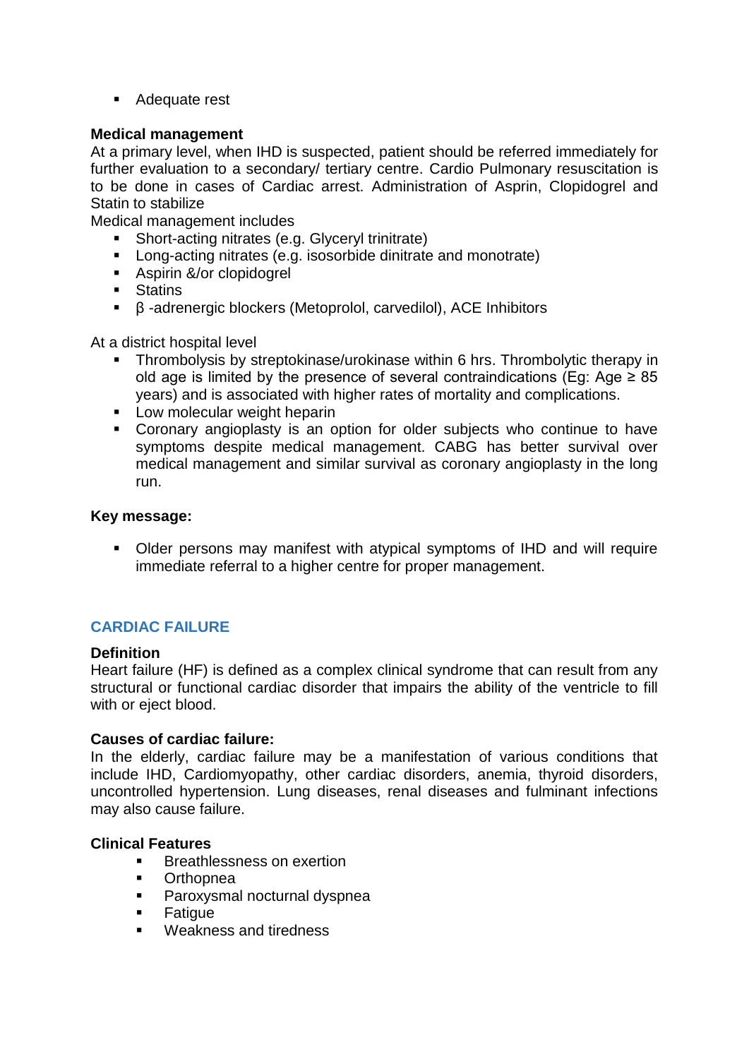- Adequate rest

**Medical management**

At a primary level, when IHD is suspected, patient should be referred immediately for further evaluation to a secondary/ tertiary centre. Cardio Pulmonary resuscitation is to be done in cases of Cardiac arrest. Administration of Asprin, Clopidogrel and Statin to stabilize

Medical management includes

- Short-acting nitrates (e.g. Glyceryl trinitrate)
- Long-acting nitrates (e.g. isosorbide dinitrate and monotrate)
- Aspirin &/or clopidogrel
- Statins
- β -adrenergic blockers (Metoprolol, carvedilol), ACE Inhibitors

At a district hospital level

- Thrombolysis by streptokinase/urokinase within 6 hrs. Thrombolytic therapy in old age is limited by the presence of several contraindications (Eg: Age ≥ 85 years) and is associated with higher rates of mortality and complications.
- Low molecular weight heparin
- Coronary angioplasty is an option for older subjects who continue to have symptoms despite medical management. CABG has better survival over medical management and similar survival as coronary angioplasty in the long run.

**Key message:**

- Older persons may manifest with atypical symptoms of IHD and will require immediate referral to a higher centre for proper management.

## CARDIAC FAILURE

**Definition**

Heart failure (HF) is defined as a complex clinical syndrome that can result from any structural or functional cardiac disorder that impairs the ability of the ventricle to fill with or eject blood.

**Causes of cardiac failure:**

In the elderly, cardiac failure may be a manifestation of various conditions that include IHD, Cardiomyopathy, other cardiac disorders, anemia, thyroid disorders, uncontrolled hypertension. Lung diseases, renal diseases and fulminant infections may also cause failure.

**Clinical Features**

- Breathlessness on exertion
- Orthopnea
- Paroxysmal nocturnal dyspnea
- Fatigue
- Weakness and tiredness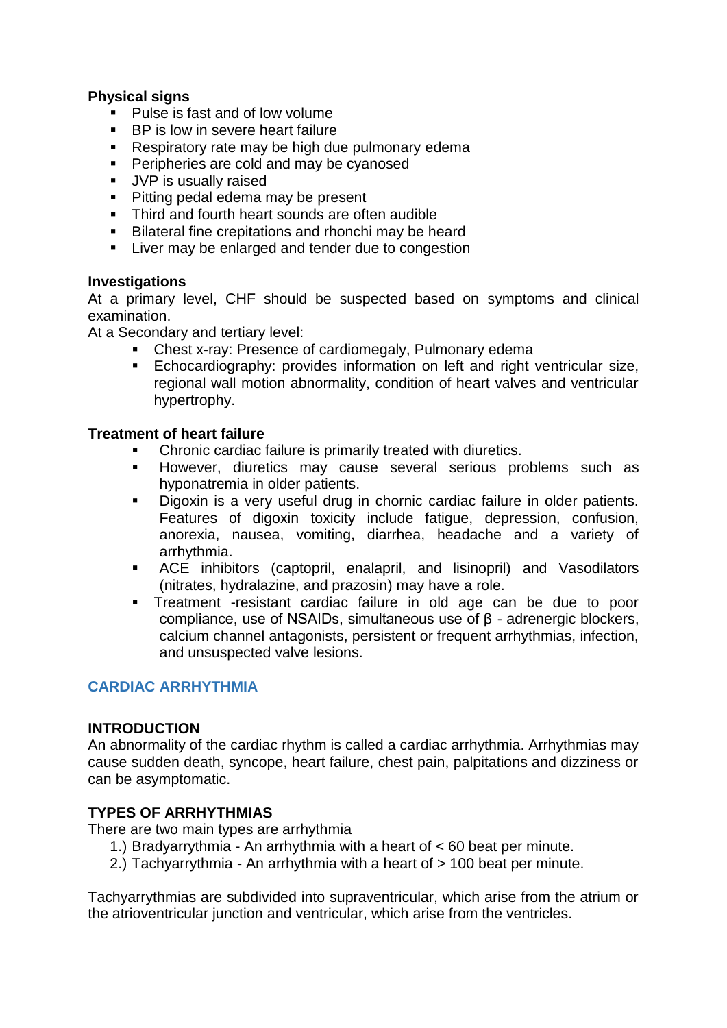**Physical signs**

- Pulse is fast and of low volume
- BP is low in severe heart failure
- Respiratory rate may be high due pulmonary edema
- Peripheries are cold and may be cyanosed
- JVP is usually raised
- Pitting pedal edema may be present
- Third and fourth heart sounds are often audible
- Bilateral fine crepitations and rhonchi may be heard
- Liver may be enlarged and tender due to congestion

**Investigations**

At a primary level, CHF should be suspected based on symptoms and clinical examination.

At a Secondary and tertiary level:

- Chest x-ray: Presence of cardiomegaly, Pulmonary edema
- Echocardiography: provides information on left and right ventricular size, regional wall motion abnormality, condition of heart valves and ventricular hypertrophy.

**Treatment of heart failure**

- Chronic cardiac failure is primarily treated with diuretics.
- However, diuretics may cause several serious problems such as hyponatremia in older patients.
- Digoxin is a very useful drug in chornic cardiac failure in older patients. Features of digoxin toxicity include fatigue, depression, confusion, anorexia, nausea, vomiting, diarrhea, headache and a variety of arrhythmia.
- ACE inhibitors (captopril, enalapril, and lisinopril) and Vasodilators (nitrates, hydralazine, and prazosin) may have a role.
- Treatment -resistant cardiac failure in old age can be due to poor compliance, use of NSAIDs, simultaneous use of β - adrenergic blockers, calcium channel antagonists, persistent or frequent arrhythmias, infection, and unsuspected valve lesions.

## CARDIAC ARRHYTHMIA

**INTRODUCTION**

An abnormality of the cardiac rhythm is called a cardiac arrhythmia. Arrhythmias may cause sudden death, syncope, heart failure, chest pain, palpitations and dizziness or can be asymptomatic.

**TYPES OF ARRHYTHMIAS**

There are two main types are arrhythmia

1.) Bradyarrythmia - An arrhythmia with a heart of < 60 beat per minute.
2.) Tachyarrythmia - An arrhythmia with a heart of > 100 beat per minute.

Tachyarrythmias are subdivided into supraventricular, which arise from the atrium or the atrioventricular junction and ventricular, which arise from the ventricles.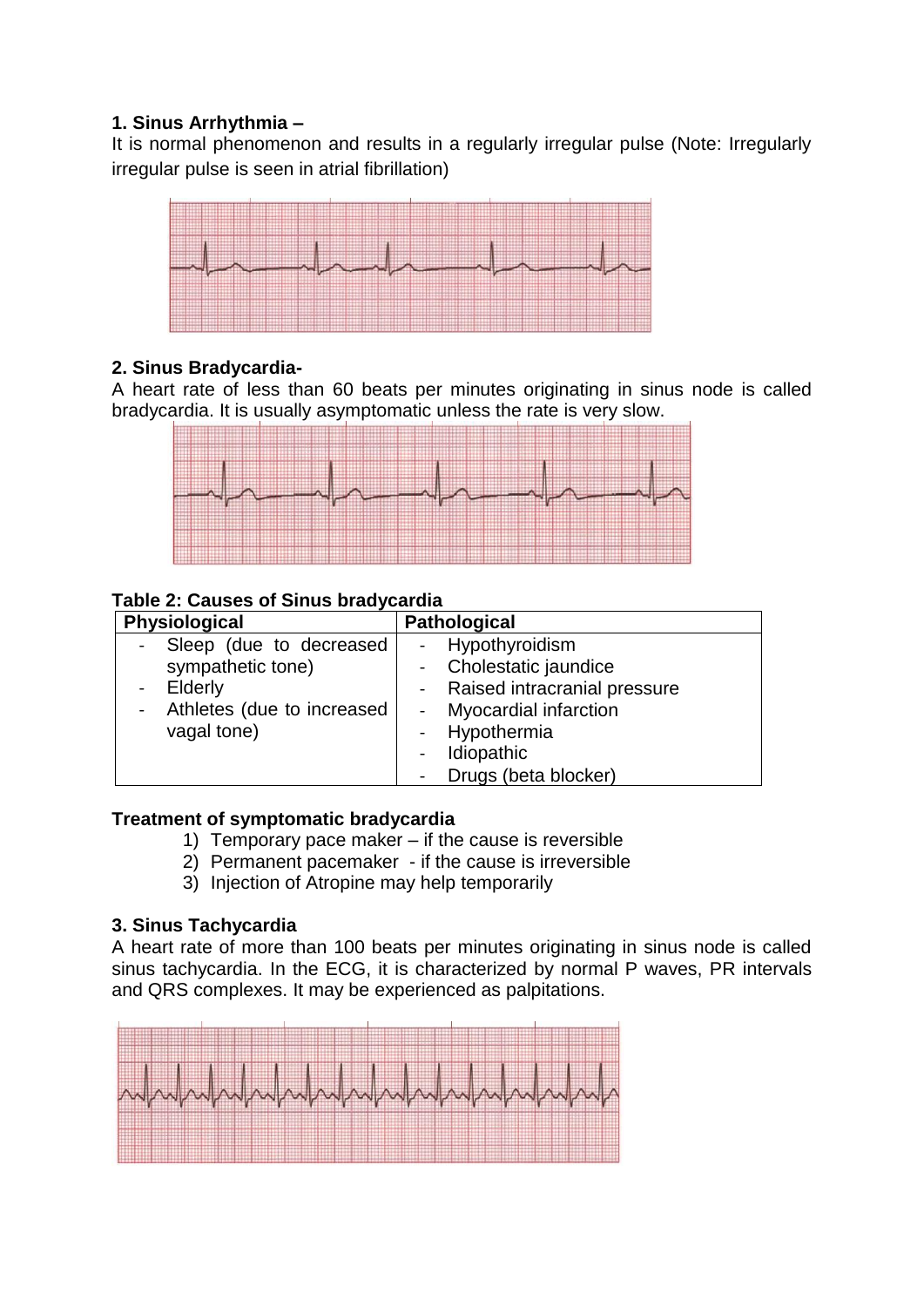**1. Sinus Arrhythmia –**

It is normal phenomenon and results in a regularly irregular pulse (Note: Irregularly irregular pulse is seen in atrial fibrillation)

**2. Sinus Bradycardia-**

A heart rate of less than 60 beats per minutes originating in sinus node is called bradycardia. It is usually asymptomatic unless the rate is very slow.

**Table 2: Causes of Sinus bradycardia**

| Physiological | Pathological |
|---|---|
| - Sleep (due to decreased sympathetic tone)<br>- Elderly<br>- Athletes (due to increased vagal tone) | - Hypothyroidism<br>- Cholestatic jaundice<br>- Raised intracranial pressure<br>- Myocardial infarction<br>- Hypothermia<br>- Idiopathic<br>- Drugs (beta blocker) |

**Treatment of symptomatic bradycardia**

1) Temporary pace maker – if the cause is reversible
2) Permanent pacemaker - if the cause is irreversible
3) Injection of Atropine may help temporarily

**3. Sinus Tachycardia**

A heart rate of more than 100 beats per minutes originating in sinus node is called sinus tachycardia. In the ECG, it is characterized by normal P waves, PR intervals and QRS complexes. It may be experienced as palpitations.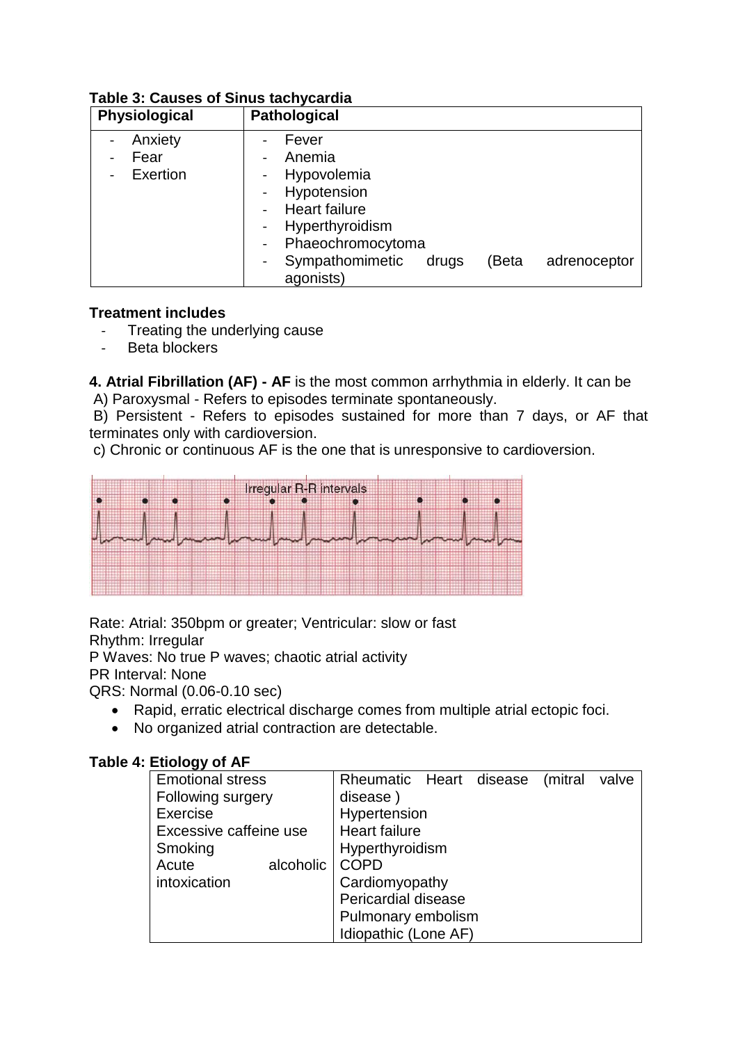**Table 3: Causes of Sinus tachycardia**

| Physiological | Pathological |
|---|---|
| - Anxiety<br>- Fear<br>- Exertion | - Fever<br>- Anemia<br>- Hypovolemia<br>- Hypotension<br>- Heart failure<br>- Hyperthyroidism<br>- Phaeochromocytoma<br>- Sympathomimetic drugs (Beta adrenoceptor agonists) |

**Treatment includes**

- Treating the underlying cause
- Beta blockers

**4. Atrial Fibrillation (AF) - AF** is the most common arrhythmia in elderly. It can be

A) Paroxysmal - Refers to episodes terminate spontaneously.

B) Persistent - Refers to episodes sustained for more than 7 days, or AF that terminates only with cardioversion.

c) Chronic or continuous AF is the one that is unresponsive to cardioversion.

Irregular R-R intervals

Rate: Atrial: 350bpm or greater; Ventricular: slow or fast
Rhythm: Irregular
P Waves: No true P waves; chaotic atrial activity
PR Interval: None
QRS: Normal (0.06-0.10 sec)

- Rapid, erratic electrical discharge comes from multiple atrial ectopic foci.
- No organized atrial contraction are detectable.

**Table 4: Etiology of AF**

| | |
|---|---|
| Emotional stress<br>Following surgery<br>Exercise<br>Excessive caffeine use<br>Smoking<br>Acute alcoholic intoxication | Rheumatic Heart disease (mitral valve disease )<br>Hypertension<br>Heart failure<br>Hyperthyroidism<br>COPD<br>Cardiomyopathy<br>Pericardial disease<br>Pulmonary embolism<br>Idiopathic (Lone AF) |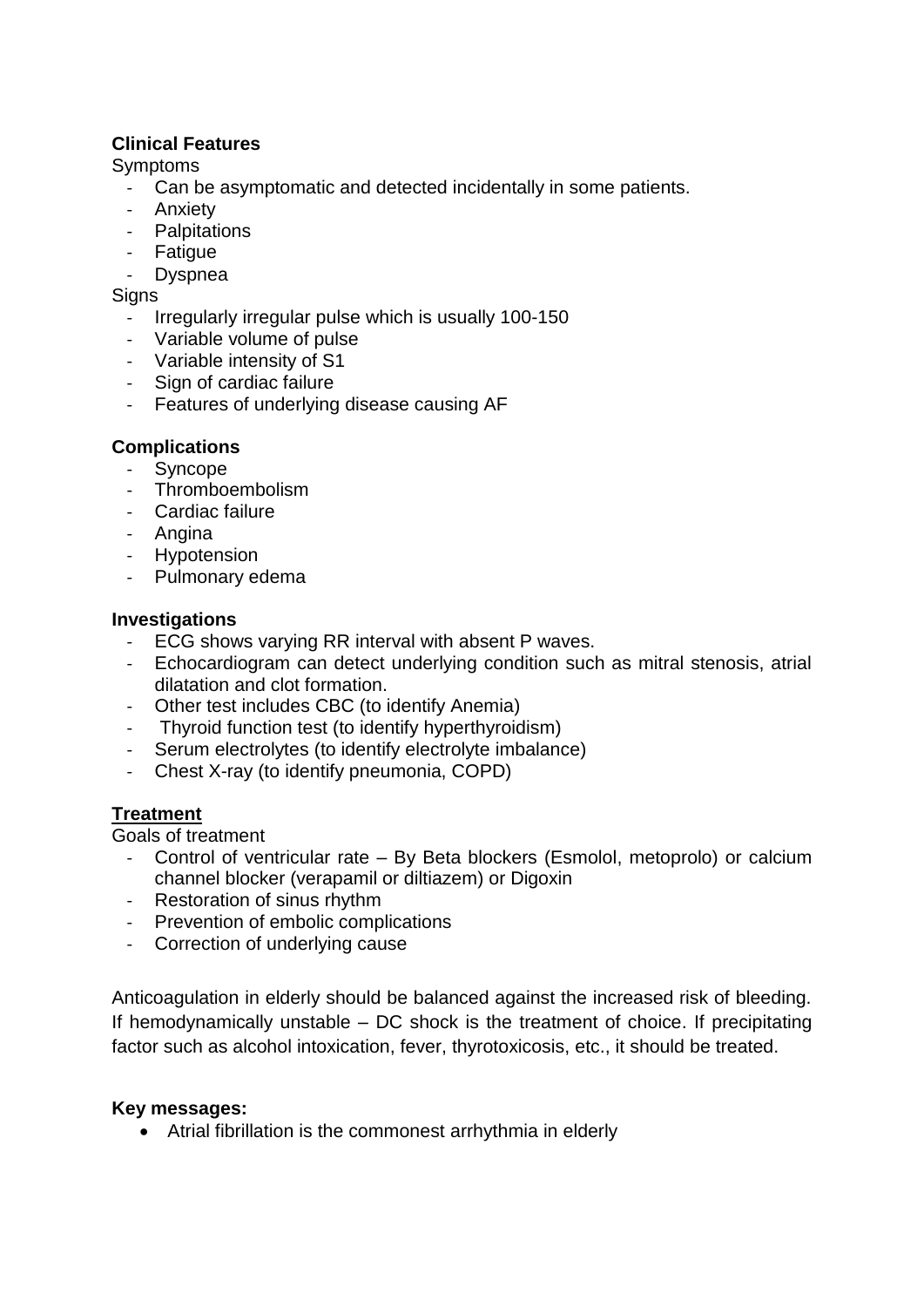**Clinical Features**

Symptoms

- Can be asymptomatic and detected incidentally in some patients.
- Anxiety
- Palpitations
- Fatigue
- Dyspnea

Signs

- Irregularly irregular pulse which is usually 100-150
- Variable volume of pulse
- Variable intensity of S1
- Sign of cardiac failure
- Features of underlying disease causing AF

**Complications**

- Syncope
- Thromboembolism
- Cardiac failure
- Angina
- Hypotension
- Pulmonary edema

**Investigations**

- ECG shows varying RR interval with absent P waves.
- Echocardiogram can detect underlying condition such as mitral stenosis, atrial dilatation and clot formation.
- Other test includes CBC (to identify Anemia)
- Thyroid function test (to identify hyperthyroidism)
- Serum electrolytes (to identify electrolyte imbalance)
- Chest X-ray (to identify pneumonia, COPD)

<u>**Treatment**</u>

Goals of treatment

- Control of ventricular rate – By Beta blockers (Esmolol, metoprolo) or calcium channel blocker (verapamil or diltiazem) or Digoxin
- Restoration of sinus rhythm
- Prevention of embolic complications
- Correction of underlying cause

Anticoagulation in elderly should be balanced against the increased risk of bleeding. If hemodynamically unstable – DC shock is the treatment of choice. If precipitating factor such as alcohol intoxication, fever, thyrotoxicosis, etc., it should be treated.

**Key messages:**

- Atrial fibrillation is the commonest arrhythmia in elderly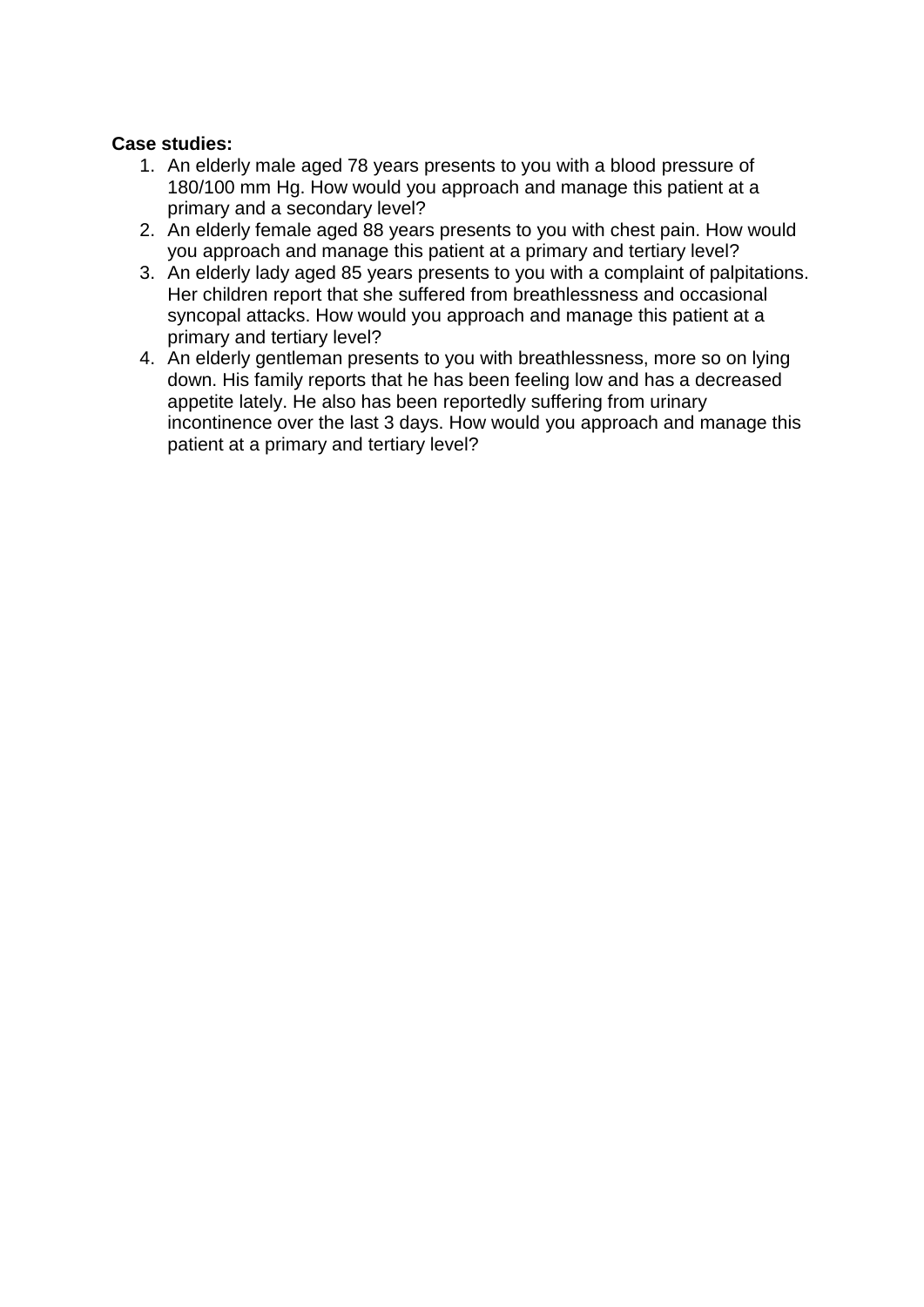**Case studies:**

1. An elderly male aged 78 years presents to you with a blood pressure of 180/100 mm Hg. How would you approach and manage this patient at a primary and a secondary level?
2. An elderly female aged 88 years presents to you with chest pain. How would you approach and manage this patient at a primary and tertiary level?
3. An elderly lady aged 85 years presents to you with a complaint of palpitations. Her children report that she suffered from breathlessness and occasional syncopal attacks. How would you approach and manage this patient at a primary and tertiary level?
4. An elderly gentleman presents to you with breathlessness, more so on lying down. His family reports that he has been feeling low and has a decreased appetite lately. He also has been reportedly suffering from urinary incontinence over the last 3 days. How would you approach and manage this patient at a primary and tertiary level?